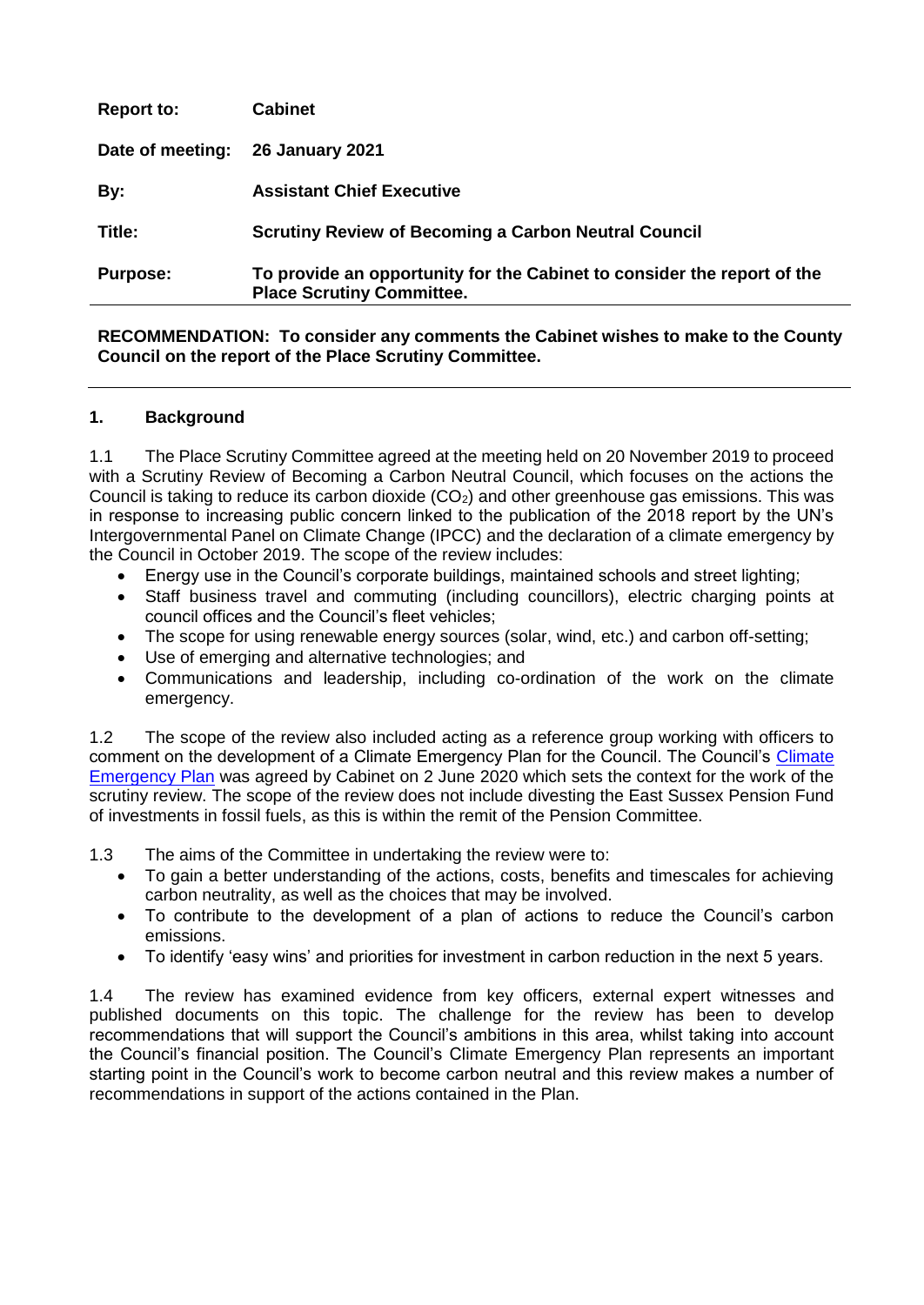| | |
|---|---|
| **Report to:** | **Cabinet** |
| **Date of meeting:** | **26 January 2021** |
| **By:** | **Assistant Chief Executive** |
| **Title:** | **Scrutiny Review of Becoming a Carbon Neutral Council** |
| **Purpose:** | **To provide an opportunity for the Cabinet to consider the report of the Place Scrutiny Committee.** |

**RECOMMENDATION: To consider any comments the Cabinet wishes to make to the County Council on the report of the Place Scrutiny Committee.**

---

## 1. Background

1.1 The Place Scrutiny Committee agreed at the meeting held on 20 November 2019 to proceed with a Scrutiny Review of Becoming a Carbon Neutral Council, which focuses on the actions the Council is taking to reduce its carbon dioxide ($CO_2$) and other greenhouse gas emissions. This was in response to increasing public concern linked to the publication of the 2018 report by the UN's Intergovernmental Panel on Climate Change (IPCC) and the declaration of a climate emergency by the Council in October 2019. The scope of the review includes:

- Energy use in the Council's corporate buildings, maintained schools and street lighting;
- Staff business travel and commuting (including councillors), electric charging points at council offices and the Council's fleet vehicles;
- The scope for using renewable energy sources (solar, wind, etc.) and carbon off-setting;
- Use of emerging and alternative technologies; and
- Communications and leadership, including co-ordination of the work on the climate emergency.

1.2 The scope of the review also included acting as a reference group working with officers to comment on the development of a Climate Emergency Plan for the Council. The Council's Climate Emergency Plan was agreed by Cabinet on 2 June 2020 which sets the context for the work of the scrutiny review. The scope of the review does not include divesting the East Sussex Pension Fund of investments in fossil fuels, as this is within the remit of the Pension Committee.

1.3 The aims of the Committee in undertaking the review were to:

- To gain a better understanding of the actions, costs, benefits and timescales for achieving carbon neutrality, as well as the choices that may be involved.
- To contribute to the development of a plan of actions to reduce the Council's carbon emissions.
- To identify 'easy wins' and priorities for investment in carbon reduction in the next 5 years.

1.4 The review has examined evidence from key officers, external expert witnesses and published documents on this topic. The challenge for the review has been to develop recommendations that will support the Council's ambitions in this area, whilst taking into account the Council's financial position. The Council's Climate Emergency Plan represents an important starting point in the Council's work to become carbon neutral and this review makes a number of recommendations in support of the actions contained in the Plan.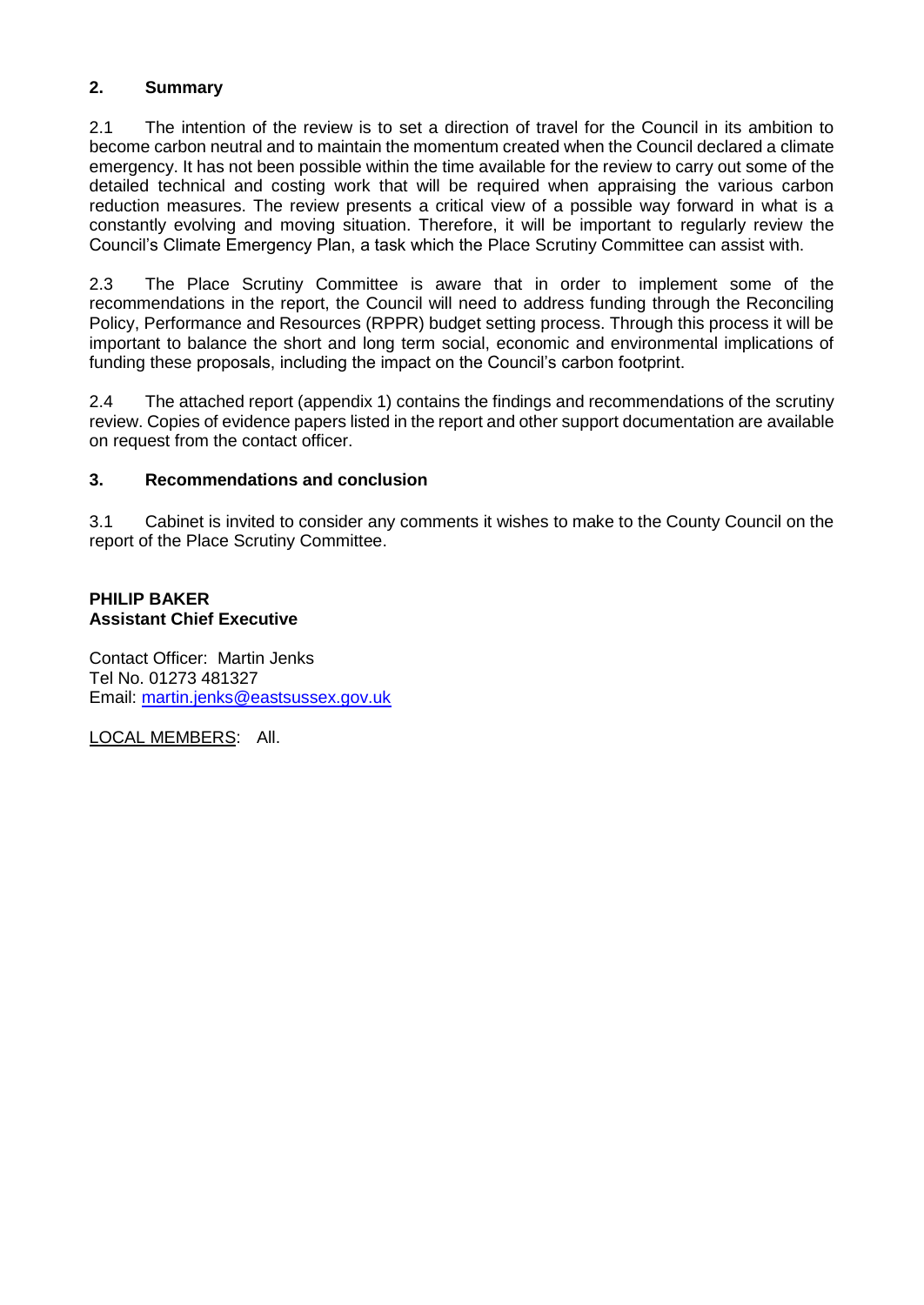## 2. Summary

2.1 The intention of the review is to set a direction of travel for the Council in its ambition to become carbon neutral and to maintain the momentum created when the Council declared a climate emergency. It has not been possible within the time available for the review to carry out some of the detailed technical and costing work that will be required when appraising the various carbon reduction measures. The review presents a critical view of a possible way forward in what is a constantly evolving and moving situation. Therefore, it will be important to regularly review the Council's Climate Emergency Plan, a task which the Place Scrutiny Committee can assist with.

2.3 The Place Scrutiny Committee is aware that in order to implement some of the recommendations in the report, the Council will need to address funding through the Reconciling Policy, Performance and Resources (RPPR) budget setting process. Through this process it will be important to balance the short and long term social, economic and environmental implications of funding these proposals, including the impact on the Council's carbon footprint.

2.4 The attached report (appendix 1) contains the findings and recommendations of the scrutiny review. Copies of evidence papers listed in the report and other support documentation are available on request from the contact officer.

## 3. Recommendations and conclusion

3.1 Cabinet is invited to consider any comments it wishes to make to the County Council on the report of the Place Scrutiny Committee.

**PHILIP BAKER**
**Assistant Chief Executive**

Contact Officer: Martin Jenks
Tel No. 01273 481327
Email: martin.jenks@eastsussex.gov.uk

LOCAL MEMBERS: All.